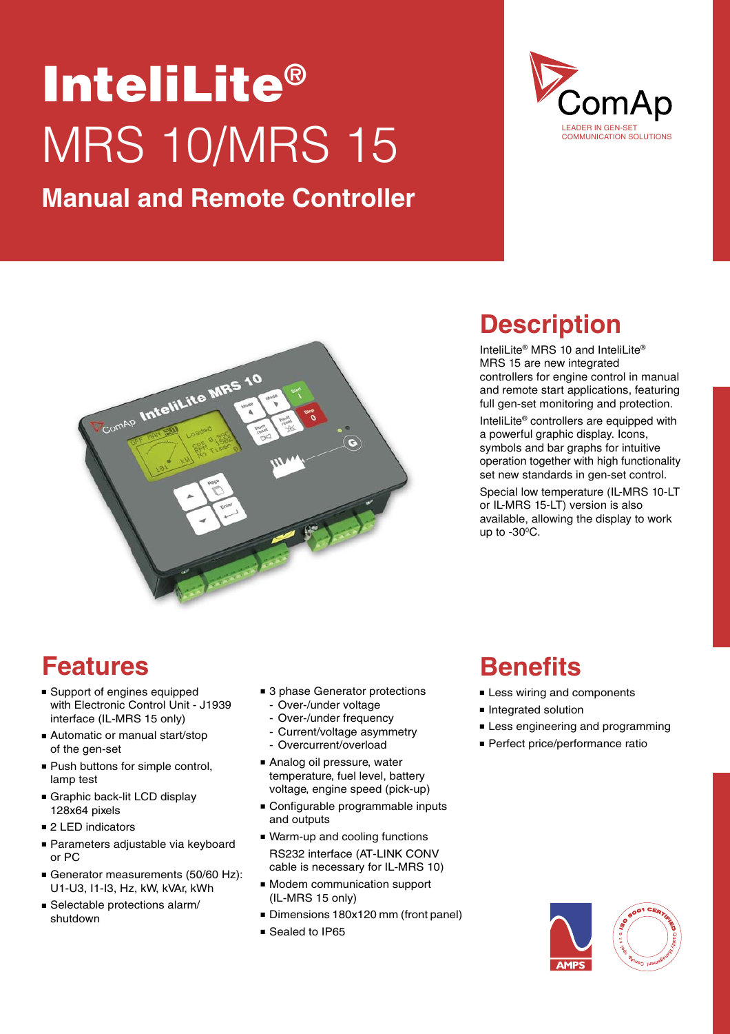# InteliLite®

# MRS 10/MRS 15

## Manual and Remote Controller

ComAp
LEADER IN GEN-SET COMMUNICATION SOLUTIONS

## Description

InteliLite® MRS 10 and InteliLite® MRS 15 are new integrated controllers for engine control in manual and remote start applications, featuring full gen-set monitoring and protection.

InteliLite® controllers are equipped with a powerful graphic display. Icons, symbols and bar graphs for intuitive operation together with high functionality set new standards in gen-set control.

Special low temperature (IL-MRS 10-LT or IL-MRS 15-LT) version is also available, allowing the display to work up to -30°C.

## Features

- Support of engines equipped with Electronic Control Unit - J1939 interface (IL-MRS 15 only)
- Automatic or manual start/stop of the gen-set
- Push buttons for simple control, lamp test
- Graphic back-lit LCD display 128x64 pixels
- 2 LED indicators
- Parameters adjustable via keyboard or PC
- Generator measurements (50/60 Hz): U1-U3, I1-I3, Hz, kW, kVAr, kWh
- Selectable protections alarm/shutdown
- 3 phase Generator protections
  - Over-/under voltage
  - Over-/under frequency
  - Current/voltage asymmetry
  - Overcurrent/overload
- Analog oil pressure, water temperature, fuel level, battery voltage, engine speed (pick-up)
- Configurable programmable inputs and outputs
- Warm-up and cooling functions
  RS232 interface (AT-LINK CONV cable is necessary for IL-MRS 10)
- Modem communication support (IL-MRS 15 only)
- Dimensions 180x120 mm (front panel)
- Sealed to IP65

## Benefits

- Less wiring and components
- Integrated solution
- Less engineering and programming
- Perfect price/performance ratio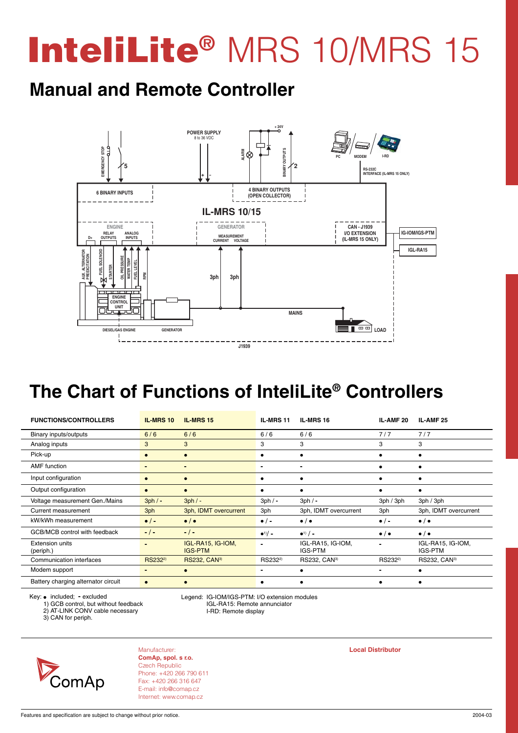# InteliLite® MRS 10/MRS 15

## Manual and Remote Controller

EMERGENCY STOP
5
POWER SUPPLY
8 to 36 VDC
+ -
+ 24V
ALARM
BINARY OUTPUTS
2
PC
MODEM
I-RD
RS-232C
INTERFACE (IL-MRS 15 ONLY)
6 BINARY INPUTS
4 BINARY OUTPUTS
(OPEN COLLECTOR)
IL-MRS 10/15
ENGINE
D+
RELAY OUTPUTS
ANALOG INPUTS
GENERATOR
MEASUREMENT
CURRENT VOLTAGE
CAN - J1939
I/O EXTENSION
(IL-MRS 15 ONLY)
IG-IOM/IGS-PTM
IGL-RA15
AUX. ALTERNATOR PREEXCITATION
FUEL SOLENOID
STARTER
OIL PRESSURE
WATER TEMP
FUEL LEVEL
RPM
3ph
3ph
ENGINE CONTROL UNIT
MAINS
DIESEL/GAS ENGINE
GENERATOR
LOAD
J1939

## The Chart of Functions of InteliLite® Controllers

| FUNCTIONS/CONTROLLERS | IL-MRS 10 | IL-MRS 15 | IL-MRS 11 | IL-MRS 16 | IL-AMF 20 | IL-AMF 25 |
|---|---|---|---|---|---|---|
| Binary inputs/outputs | 6 / 6 | 6 / 6 | 6 / 6 | 6 / 6 | 7 / 7 | 7 / 7 |
| Analog inputs | 3 | 3 | 3 | 3 | 3 | 3 |
| Pick-up | ● | ● | ● | ● | ● | ● |
| AMF function | - | - | - | - | ● | ● |
| Input configuration | ● | ● | ● | ● | ● | ● |
| Output configuration | ● | ● | ● | ● | ● | ● |
| Voltage measurement Gen./Mains | 3ph / - | 3ph / - | 3ph / - | 3ph / - | 3ph / 3ph | 3ph / 3ph |
| Current measurement | 3ph | 3ph, IDMT overcurrent | 3ph | 3ph, IDMT overcurrent | 3ph | 3ph, IDMT overcurrent |
| kW/kWh measurement | ● / - | ● / ● | ● / - | ● / ● | ● / - | ● / ● |
| GCB/MCB control with feedback | - / - | - / - | ●[1] / - | ●[1] / - | ● / ● | ● / ● |
| Extension units (periph.) | - | IGL-RA15, IG-IOM, IGS-PTM | - | IGL-RA15, IG-IOM, IGS-PTM | - | IGL-RA15, IG-IOM, IGS-PTM |
| Communication interfaces | RS232[2] | RS232, CAN[3] | RS232[2] | RS232, CAN[3] | RS232[2] | RS232, CAN[3] |
| Modem support | - | ● | - | ● | - | ● |
| Battery charging alternator circuit | ● | ● | ● | ● | ● | ● |

Key: ● included; - excluded
1) GCB control, but without feedback
2) AT-LINK CONV cable necessary
3) CAN for periph.

Legend: IG-IOM/IGS-PTM: I/O extension modules
IGL-RA15: Remote annunciator
I-RD: Remote display

ComAp

Manufacturer:
**ComAp, spol. s r.o.**
Czech Republic
Phone: +420 266 790 611
Fax: +420 266 316 647
E-mail: info@comap.cz
Internet: www.comap.cz

**Local Distributor**

Features and specification are subject to change without prior notice.

2004-03